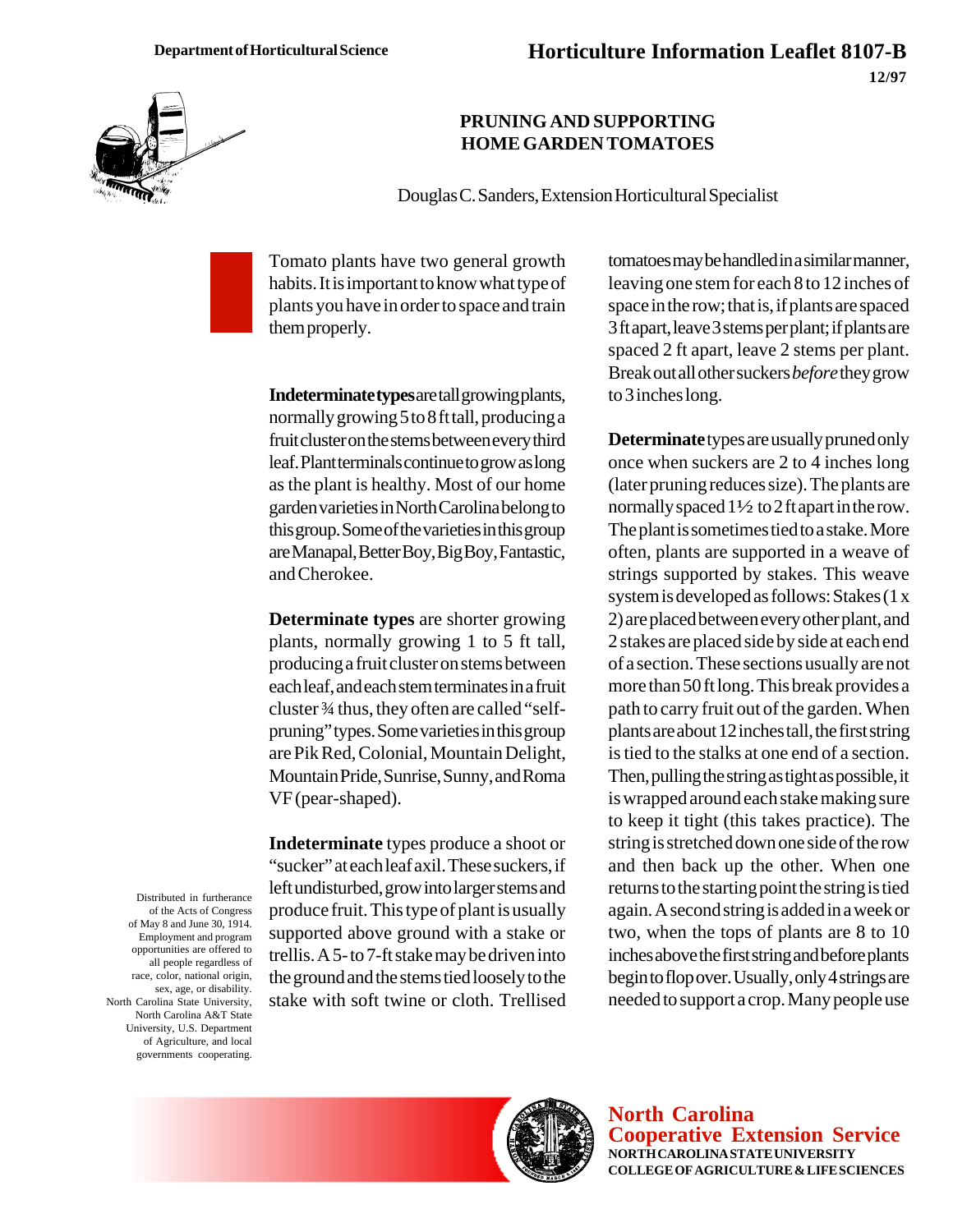Department of Horticultural Science

# Horticulture Information Leaflet 8107-B

12/97

## PRUNING AND SUPPORTING HOME GARDEN TOMATOES

Douglas C. Sanders, Extension Horticultural Specialist

Tomato plants have two general growth habits. It is important to know what type of plants you have in order to space and train them properly.

**Indeterminate types** are tall growing plants, normally growing 5 to 8 ft tall, producing a fruit cluster on the stems between every third leaf. Plant terminals continue to grow as long as the plant is healthy. Most of our home garden varieties in North Carolina belong to this group. Some of the varieties in this group are Manapal, Better Boy, Big Boy, Fantastic, and Cherokee.

**Determinate types** are shorter growing plants, normally growing 1 to 5 ft tall, producing a fruit cluster on stems between each leaf, and each stem terminates in a fruit cluster ¾ thus, they often are called "self-pruning" types. Some varieties in this group are Pik Red, Colonial, Mountain Delight, Mountain Pride, Sunrise, Sunny, and Roma VF (pear-shaped).

**Indeterminate** types produce a shoot or "sucker" at each leaf axil. These suckers, if left undisturbed, grow into larger stems and produce fruit. This type of plant is usually supported above ground with a stake or trellis. A 5- to 7-ft stake may be driven into the ground and the stems tied loosely to the stake with soft twine or cloth. Trellised tomatoes may be handled in a similar manner, leaving one stem for each 8 to 12 inches of space in the row; that is, if plants are spaced 3 ft apart, leave 3 stems per plant; if plants are spaced 2 ft apart, leave 2 stems per plant. Break out all other suckers *before* they grow to 3 inches long.

**Determinate** types are usually pruned only once when suckers are 2 to 4 inches long (later pruning reduces size). The plants are normally spaced 1½ to 2 ft apart in the row. The plant is sometimes tied to a stake. More often, plants are supported in a weave of strings supported by stakes. This weave system is developed as follows: Stakes (1 x 2) are placed between every other plant, and 2 stakes are placed side by side at each end of a section. These sections usually are not more than 50 ft long. This break provides a path to carry fruit out of the garden. When plants are about 12 inches tall, the first string is tied to the stalks at one end of a section. Then, pulling the string as tight as possible, it is wrapped around each stake making sure to keep it tight (this takes practice). The string is stretched down one side of the row and then back up the other. When one returns to the starting point the string is tied again. A second string is added in a week or two, when the tops of plants are 8 to 10 inches above the first string and before plants begin to flop over. Usually, only 4 strings are needed to support a crop. Many people use

Distributed in furtherance of the Acts of Congress of May 8 and June 30, 1914. Employment and program opportunities are offered to all people regardless of race, color, national origin, sex, age, or disability. North Carolina State University, North Carolina A&T State University, U.S. Department of Agriculture, and local governments cooperating.

**North Carolina Cooperative Extension Service**
NORTH CAROLINA STATE UNIVERSITY
COLLEGE OF AGRICULTURE & LIFE SCIENCES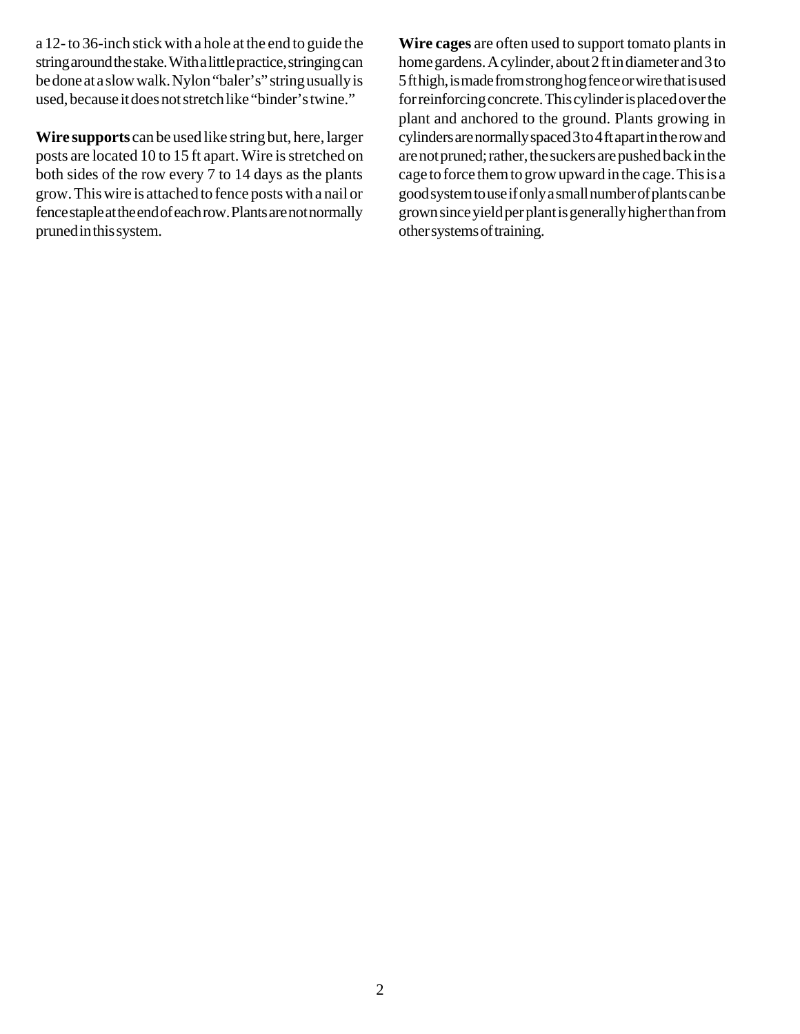a 12- to 36-inch stick with a hole at the end to guide the string around the stake. With a little practice, stringing can be done at a slow walk. Nylon "baler's" string usually is used, because it does not stretch like "binder's twine."

**Wire supports** can be used like string but, here, larger posts are located 10 to 15 ft apart. Wire is stretched on both sides of the row every 7 to 14 days as the plants grow. This wire is attached to fence posts with a nail or fence staple at the end of each row. Plants are not normally pruned in this system.

**Wire cages** are often used to support tomato plants in home gardens. A cylinder, about 2 ft in diameter and 3 to 5 ft high, is made from strong hog fence or wire that is used for reinforcing concrete. This cylinder is placed over the plant and anchored to the ground. Plants growing in cylinders are normally spaced 3 to 4 ft apart in the row and are not pruned; rather, the suckers are pushed back in the cage to force them to grow upward in the cage. This is a good system to use if only a small number of plants can be grown since yield per plant is generally higher than from other systems of training.